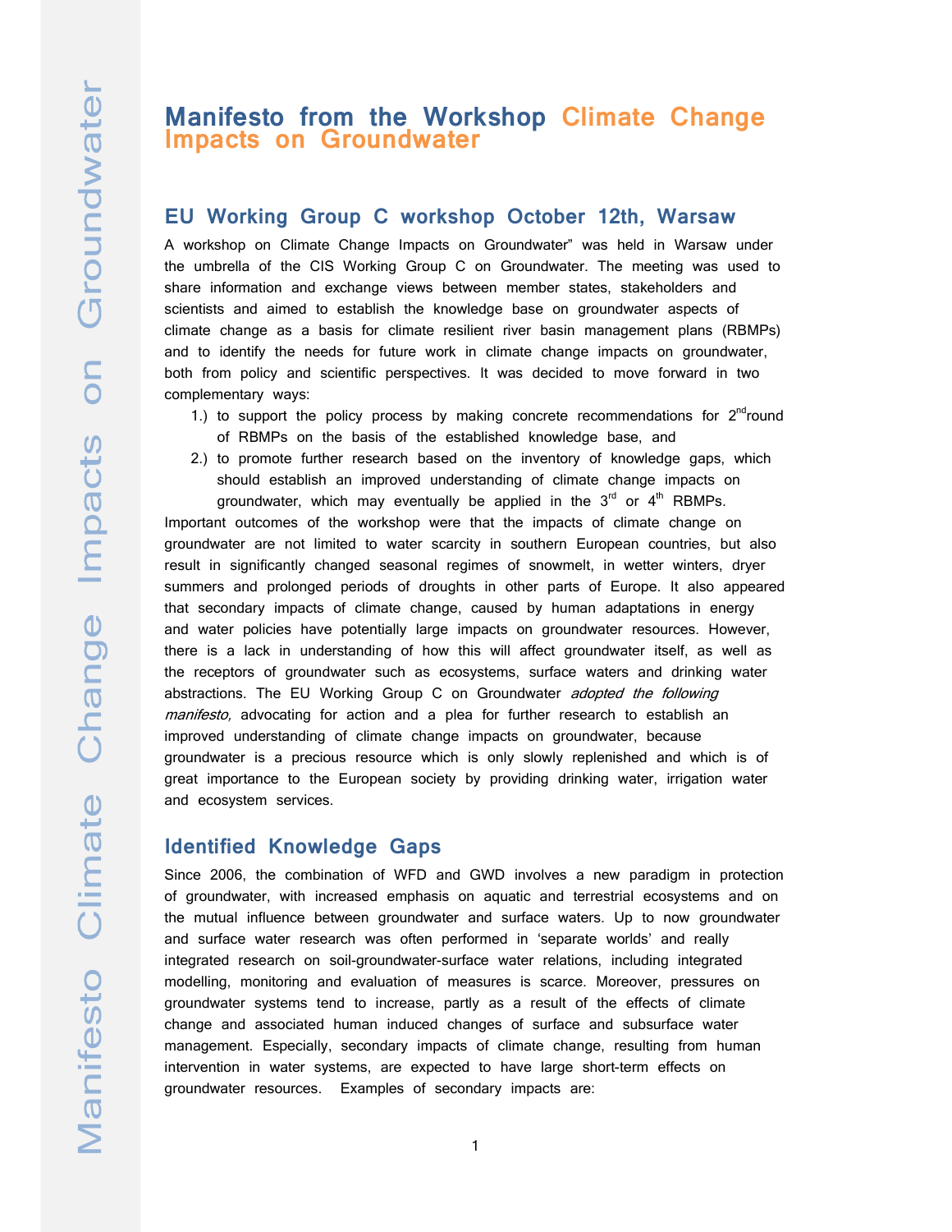# Manifesto from the Workshop Climate Change Impacts on Groundwater

## EU Working Group C workshop October 12th, Warsaw

A workshop on Climate Change Impacts on Groundwater" was held in Warsaw under the umbrella of the CIS Working Group C on Groundwater. The meeting was used to share information and exchange views between member states, stakeholders and scientists and aimed to establish the knowledge base on groundwater aspects of climate change as a basis for climate resilient river basin management plans (RBMPs) and to identify the needs for future work in climate change impacts on groundwater, both from policy and scientific perspectives. It was decided to move forward in two complementary ways:

1.) to support the policy process by making concrete recommendations for 2nd round of RBMPs on the basis of the established knowledge base, and
2.) to promote further research based on the inventory of knowledge gaps, which should establish an improved understanding of climate change impacts on groundwater, which may eventually be applied in the 3rd or 4th RBMPs.

Important outcomes of the workshop were that the impacts of climate change on groundwater are not limited to water scarcity in southern European countries, but also result in significantly changed seasonal regimes of snowmelt, in wetter winters, dryer summers and prolonged periods of droughts in other parts of Europe. It also appeared that secondary impacts of climate change, caused by human adaptations in energy and water policies have potentially large impacts on groundwater resources. However, there is a lack in understanding of how this will affect groundwater itself, as well as the receptors of groundwater such as ecosystems, surface waters and drinking water abstractions. The EU Working Group C on Groundwater *adopted the following manifesto,* advocating for action and a plea for further research to establish an improved understanding of climate change impacts on groundwater, because groundwater is a precious resource which is only slowly replenished and which is of great importance to the European society by providing drinking water, irrigation water and ecosystem services.

## Identified Knowledge Gaps

Since 2006, the combination of WFD and GWD involves a new paradigm in protection of groundwater, with increased emphasis on aquatic and terrestrial ecosystems and on the mutual influence between groundwater and surface waters. Up to now groundwater and surface water research was often performed in 'separate worlds' and really integrated research on soil-groundwater-surface water relations, including integrated modelling, monitoring and evaluation of measures is scarce. Moreover, pressures on groundwater systems tend to increase, partly as a result of the effects of climate change and associated human induced changes of surface and subsurface water management. Especially, secondary impacts of climate change, resulting from human intervention in water systems, are expected to have large short-term effects on groundwater resources. Examples of secondary impacts are: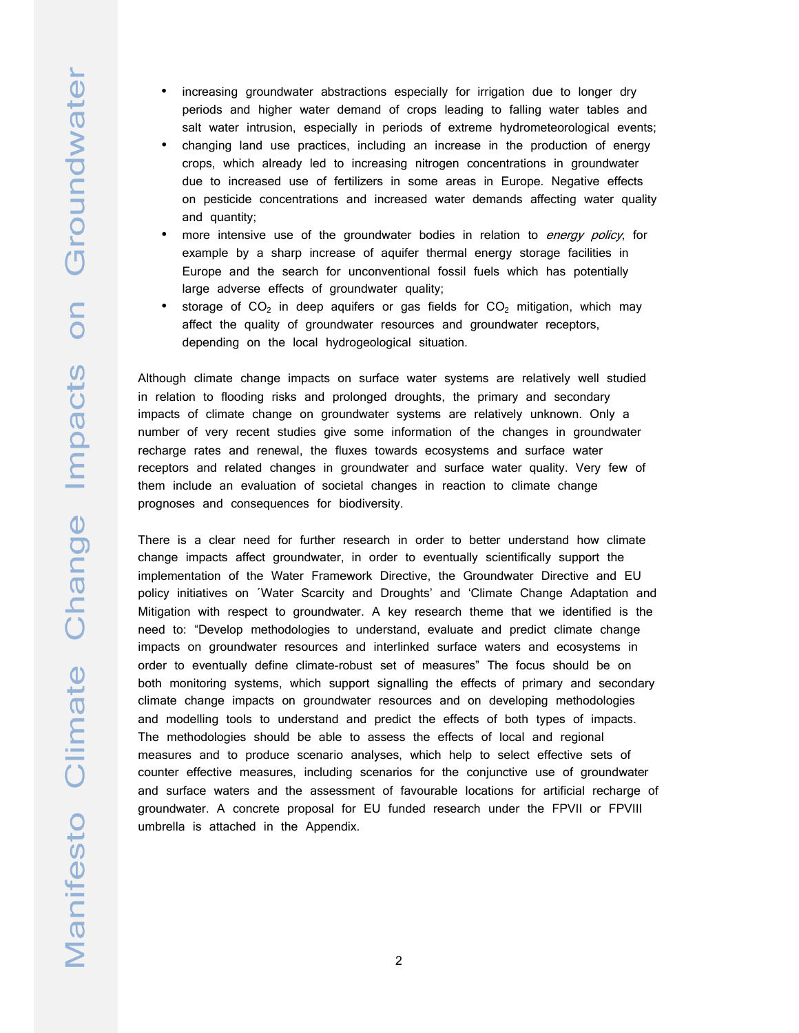- increasing groundwater abstractions especially for irrigation due to longer dry periods and higher water demand of crops leading to falling water tables and salt water intrusion, especially in periods of extreme hydrometeorological events;
- changing land use practices, including an increase in the production of energy crops, which already led to increasing nitrogen concentrations in groundwater due to increased use of fertilizers in some areas in Europe. Negative effects on pesticide concentrations and increased water demands affecting water quality and quantity;
- more intensive use of the groundwater bodies in relation to *energy policy*, for example by a sharp increase of aquifer thermal energy storage facilities in Europe and the search for unconventional fossil fuels which has potentially large adverse effects of groundwater quality;
- storage of $CO_2$ in deep aquifers or gas fields for $CO_2$ mitigation, which may affect the quality of groundwater resources and groundwater receptors, depending on the local hydrogeological situation.

Although climate change impacts on surface water systems are relatively well studied in relation to flooding risks and prolonged droughts, the primary and secondary impacts of climate change on groundwater systems are relatively unknown. Only a number of very recent studies give some information of the changes in groundwater recharge rates and renewal, the fluxes towards ecosystems and surface water receptors and related changes in groundwater and surface water quality. Very few of them include an evaluation of societal changes in reaction to climate change prognoses and consequences for biodiversity.

There is a clear need for further research in order to better understand how climate change impacts affect groundwater, in order to eventually scientifically support the implementation of the Water Framework Directive, the Groundwater Directive and EU policy initiatives on ´Water Scarcity and Droughts' and 'Climate Change Adaptation and Mitigation with respect to groundwater. A key research theme that we identified is the need to: "Develop methodologies to understand, evaluate and predict climate change impacts on groundwater resources and interlinked surface waters and ecosystems in order to eventually define climate-robust set of measures" The focus should be on both monitoring systems, which support signalling the effects of primary and secondary climate change impacts on groundwater resources and on developing methodologies and modelling tools to understand and predict the effects of both types of impacts. The methodologies should be able to assess the effects of local and regional measures and to produce scenario analyses, which help to select effective sets of counter effective measures, including scenarios for the conjunctive use of groundwater and surface waters and the assessment of favourable locations for artificial recharge of groundwater. A concrete proposal for EU funded research under the FPVII or FPVIII umbrella is attached in the Appendix.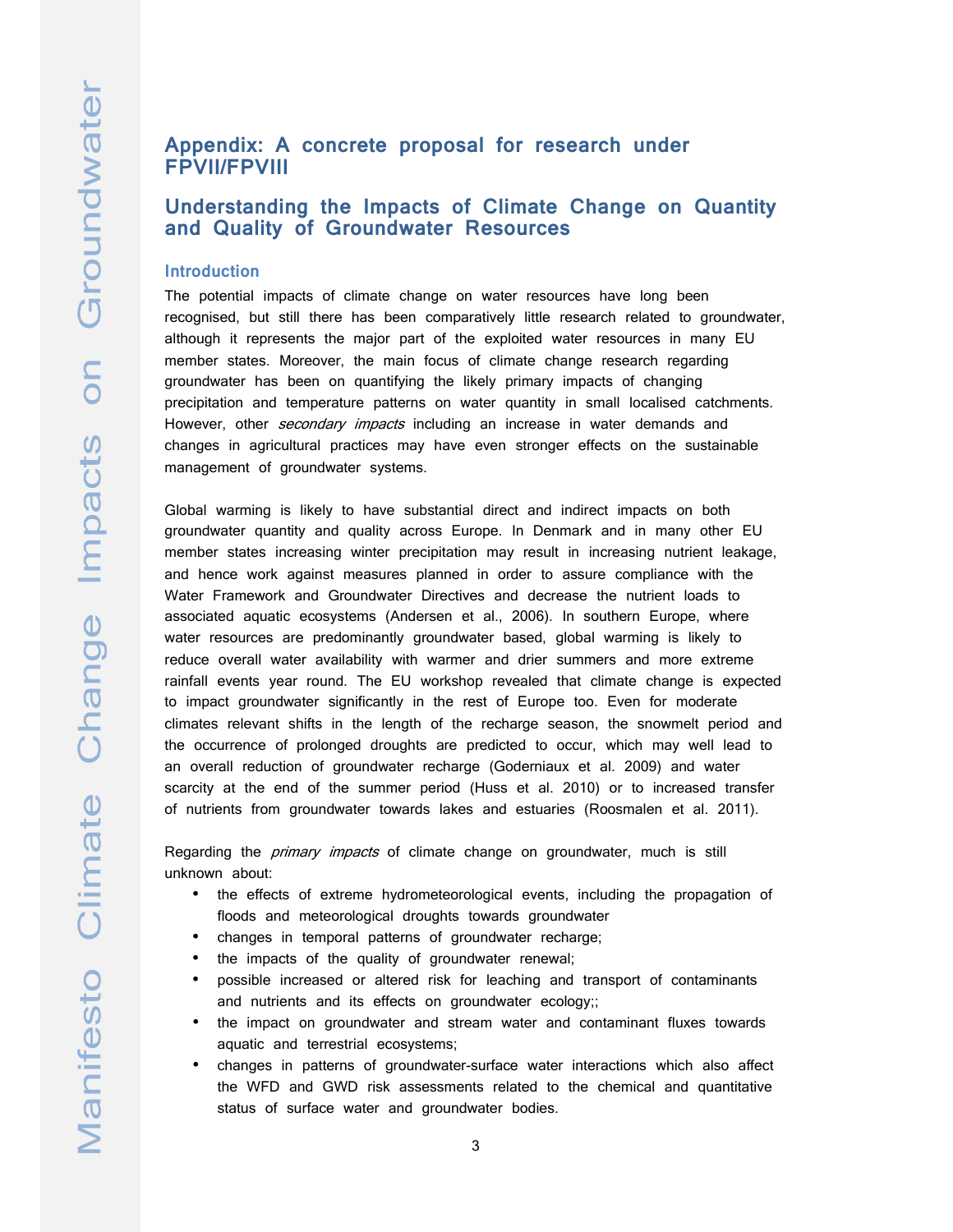## Appendix: A concrete proposal for research under FPVII/FPVIII

## Understanding the Impacts of Climate Change on Quantity and Quality of Groundwater Resources

### Introduction

The potential impacts of climate change on water resources have long been recognised, but still there has been comparatively little research related to groundwater, although it represents the major part of the exploited water resources in many EU member states. Moreover, the main focus of climate change research regarding groundwater has been on quantifying the likely primary impacts of changing precipitation and temperature patterns on water quantity in small localised catchments. However, other *secondary impacts* including an increase in water demands and changes in agricultural practices may have even stronger effects on the sustainable management of groundwater systems.

Global warming is likely to have substantial direct and indirect impacts on both groundwater quantity and quality across Europe. In Denmark and in many other EU member states increasing winter precipitation may result in increasing nutrient leakage, and hence work against measures planned in order to assure compliance with the Water Framework and Groundwater Directives and decrease the nutrient loads to associated aquatic ecosystems (Andersen et al., 2006). In southern Europe, where water resources are predominantly groundwater based, global warming is likely to reduce overall water availability with warmer and drier summers and more extreme rainfall events year round. The EU workshop revealed that climate change is expected to impact groundwater significantly in the rest of Europe too. Even for moderate climates relevant shifts in the length of the recharge season, the snowmelt period and the occurrence of prolonged droughts are predicted to occur, which may well lead to an overall reduction of groundwater recharge (Goderniaux et al. 2009) and water scarcity at the end of the summer period (Huss et al. 2010) or to increased transfer of nutrients from groundwater towards lakes and estuaries (Roosmalen et al. 2011).

Regarding the *primary impacts* of climate change on groundwater, much is still unknown about:

- the effects of extreme hydrometeorological events, including the propagation of floods and meteorological droughts towards groundwater
- changes in temporal patterns of groundwater recharge;
- the impacts of the quality of groundwater renewal;
- possible increased or altered risk for leaching and transport of contaminants and nutrients and its effects on groundwater ecology;;
- the impact on groundwater and stream water and contaminant fluxes towards aquatic and terrestrial ecosystems;
- changes in patterns of groundwater-surface water interactions which also affect the WFD and GWD risk assessments related to the chemical and quantitative status of surface water and groundwater bodies.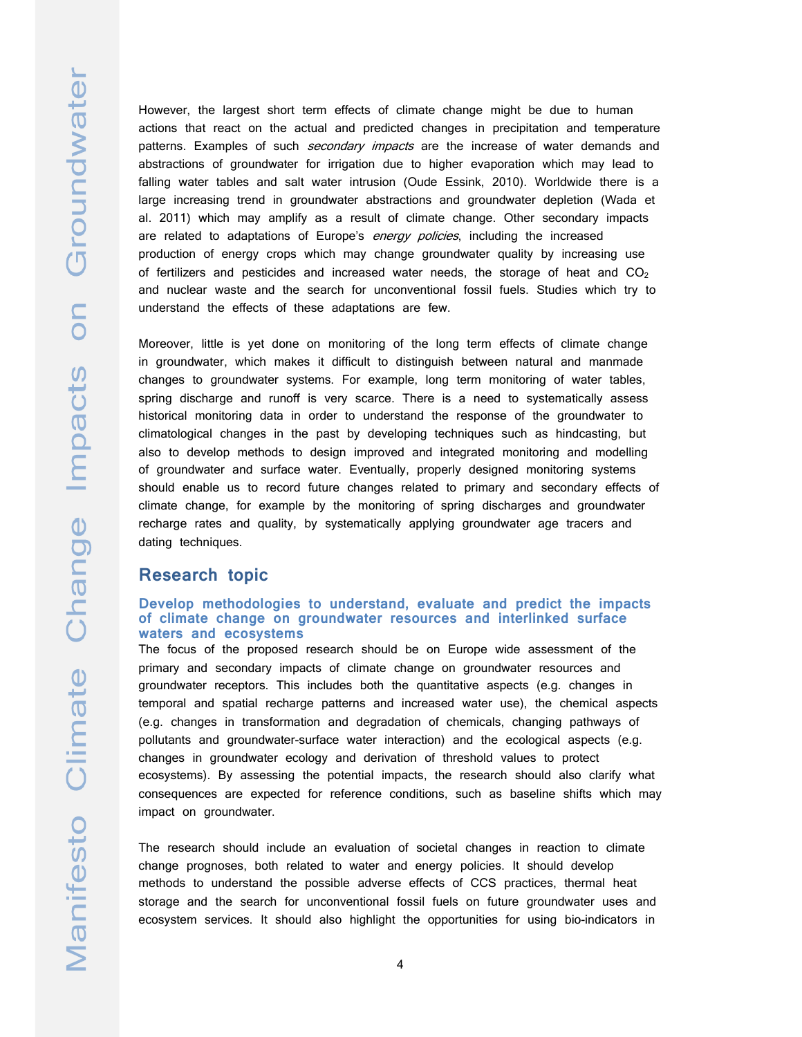However, the largest short term effects of climate change might be due to human actions that react on the actual and predicted changes in precipitation and temperature patterns. Examples of such *secondary impacts* are the increase of water demands and abstractions of groundwater for irrigation due to higher evaporation which may lead to falling water tables and salt water intrusion (Oude Essink, 2010). Worldwide there is a large increasing trend in groundwater abstractions and groundwater depletion (Wada et al. 2011) which may amplify as a result of climate change. Other secondary impacts are related to adaptations of Europe's *energy policies*, including the increased production of energy crops which may change groundwater quality by increasing use of fertilizers and pesticides and increased water needs, the storage of heat and $CO_2$ and nuclear waste and the search for unconventional fossil fuels. Studies which try to understand the effects of these adaptations are few.

Moreover, little is yet done on monitoring of the long term effects of climate change in groundwater, which makes it difficult to distinguish between natural and manmade changes to groundwater systems. For example, long term monitoring of water tables, spring discharge and runoff is very scarce. There is a need to systematically assess historical monitoring data in order to understand the response of the groundwater to climatological changes in the past by developing techniques such as hindcasting, but also to develop methods to design improved and integrated monitoring and modelling of groundwater and surface water. Eventually, properly designed monitoring systems should enable us to record future changes related to primary and secondary effects of climate change, for example by the monitoring of spring discharges and groundwater recharge rates and quality, by systematically applying groundwater age tracers and dating techniques.

## Research topic

### Develop methodologies to understand, evaluate and predict the impacts of climate change on groundwater resources and interlinked surface waters and ecosystems

The focus of the proposed research should be on Europe wide assessment of the primary and secondary impacts of climate change on groundwater resources and groundwater receptors. This includes both the quantitative aspects (e.g. changes in temporal and spatial recharge patterns and increased water use), the chemical aspects (e.g. changes in transformation and degradation of chemicals, changing pathways of pollutants and groundwater-surface water interaction) and the ecological aspects (e.g. changes in groundwater ecology and derivation of threshold values to protect ecosystems). By assessing the potential impacts, the research should also clarify what consequences are expected for reference conditions, such as baseline shifts which may impact on groundwater.

The research should include an evaluation of societal changes in reaction to climate change prognoses, both related to water and energy policies. It should develop methods to understand the possible adverse effects of CCS practices, thermal heat storage and the search for unconventional fossil fuels on future groundwater uses and ecosystem services. It should also highlight the opportunities for using bio-indicators in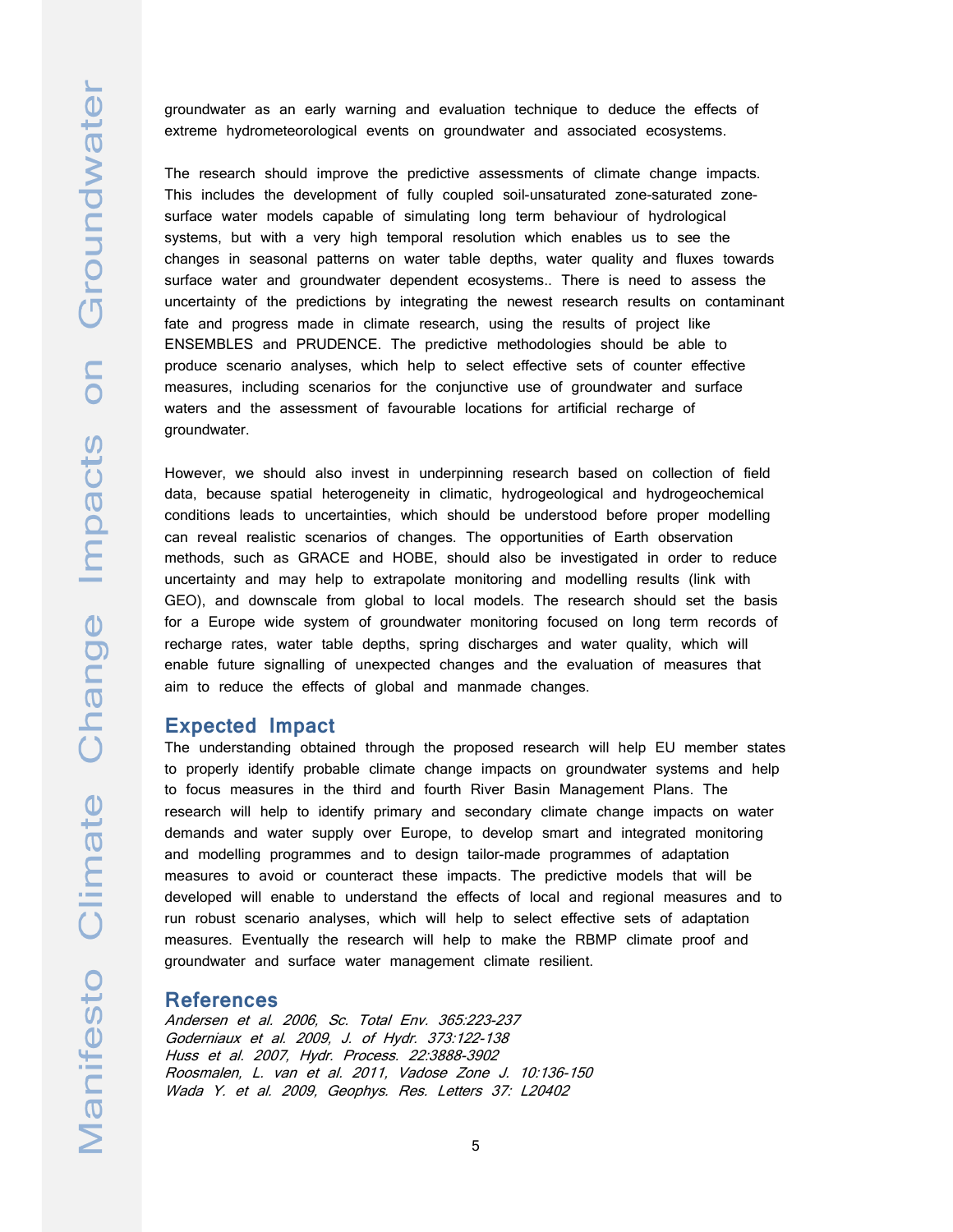groundwater as an early warning and evaluation technique to deduce the effects of extreme hydrometeorological events on groundwater and associated ecosystems.

The research should improve the predictive assessments of climate change impacts. This includes the development of fully coupled soil-unsaturated zone-saturated zone-surface water models capable of simulating long term behaviour of hydrological systems, but with a very high temporal resolution which enables us to see the changes in seasonal patterns on water table depths, water quality and fluxes towards surface water and groundwater dependent ecosystems.. There is need to assess the uncertainty of the predictions by integrating the newest research results on contaminant fate and progress made in climate research, using the results of project like ENSEMBLES and PRUDENCE. The predictive methodologies should be able to produce scenario analyses, which help to select effective sets of counter effective measures, including scenarios for the conjunctive use of groundwater and surface waters and the assessment of favourable locations for artificial recharge of groundwater.

However, we should also invest in underpinning research based on collection of field data, because spatial heterogeneity in climatic, hydrogeological and hydrogeochemical conditions leads to uncertainties, which should be understood before proper modelling can reveal realistic scenarios of changes. The opportunities of Earth observation methods, such as GRACE and HOBE, should also be investigated in order to reduce uncertainty and may help to extrapolate monitoring and modelling results (link with GEO), and downscale from global to local models. The research should set the basis for a Europe wide system of groundwater monitoring focused on long term records of recharge rates, water table depths, spring discharges and water quality, which will enable future signalling of unexpected changes and the evaluation of measures that aim to reduce the effects of global and manmade changes.

## Expected Impact

The understanding obtained through the proposed research will help EU member states to properly identify probable climate change impacts on groundwater systems and help to focus measures in the third and fourth River Basin Management Plans. The research will help to identify primary and secondary climate change impacts on water demands and water supply over Europe, to develop smart and integrated monitoring and modelling programmes and to design tailor-made programmes of adaptation measures to avoid or counteract these impacts. The predictive models that will be developed will enable to understand the effects of local and regional measures and to run robust scenario analyses, which will help to select effective sets of adaptation measures. Eventually the research will help to make the RBMP climate proof and groundwater and surface water management climate resilient.

## References

*Andersen et al. 2006, Sc. Total Env. 365:223-237*
*Goderniaux et al. 2009, J. of Hydr. 373:122-138*
*Huss et al. 2007, Hydr. Process. 22:3888-3902*
*Roosmalen, L. van et al. 2011, Vadose Zone J. 10:136-150*
*Wada Y. et al. 2009, Geophys. Res. Letters 37: L20402*